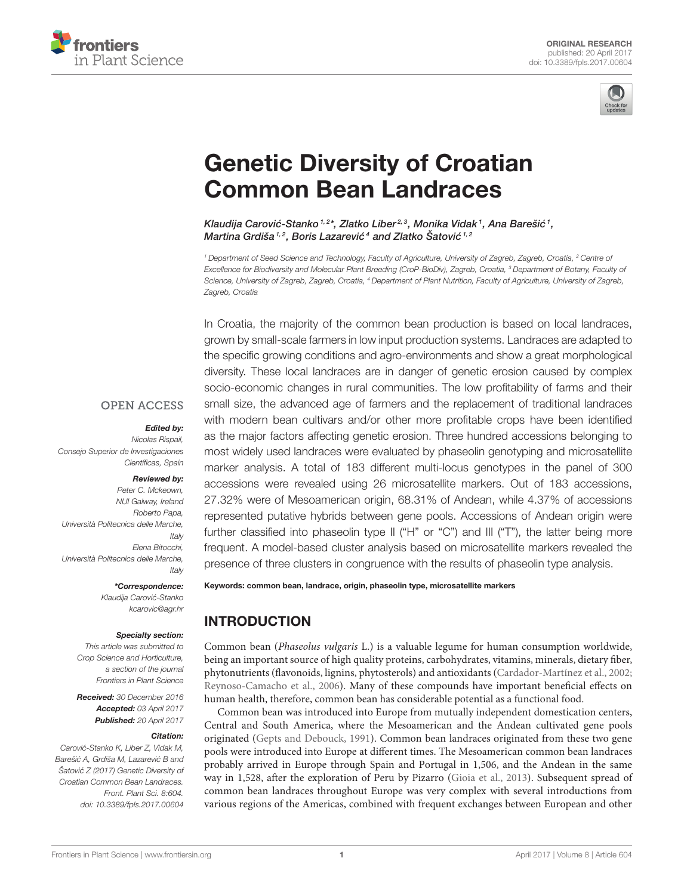ORIGINAL RESEARCH
published: 20 April 2017
doi: 10.3389/fpls.2017.00604

# Genetic Diversity of Croatian Common Bean Landraces

*Klaudija Carović-Stanko[1,2]*, Zlatko Liber[2,3], Monika Vidak[1], Ana Barešić[1], Martina Grdiša[1,2], Boris Lazarević[4] and Zlatko Šatović[1,2]*

[1] Department of Seed Science and Technology, Faculty of Agriculture, University of Zagreb, Zagreb, Croatia, [2] Centre of Excellence for Biodiversity and Molecular Plant Breeding (CroP-BioDiv), Zagreb, Croatia, [3] Department of Botany, Faculty of Science, University of Zagreb, Zagreb, Croatia, [4] Department of Plant Nutrition, Faculty of Agriculture, University of Zagreb, Zagreb, Croatia

OPEN ACCESS

***Edited by:***
*Nicolas Rispail, Consejo Superior de Investigaciones Científicas, Spain*

***Reviewed by:***
*Peter C. Mckeown, NUI Galway, Ireland*
*Roberto Papa, Università Politecnica delle Marche, Italy*
*Elena Bitocchi, Università Politecnica delle Marche, Italy*

***\*Correspondence:***
*Klaudija Carović-Stanko*
*kcarovic@agr.hr*

***Specialty section:***
*This article was submitted to Crop Science and Horticulture, a section of the journal Frontiers in Plant Science*

***Received:*** *30 December 2016*
***Accepted:*** *03 April 2017*
***Published:*** *20 April 2017*

***Citation:***
*Carović-Stanko K, Liber Z, Vidak M, Barešić A, Grdiša M, Lazarević B and Šatović Z (2017) Genetic Diversity of Croatian Common Bean Landraces. Front. Plant Sci. 8:604. doi: 10.3389/fpls.2017.00604*

In Croatia, the majority of the common bean production is based on local landraces, grown by small-scale farmers in low input production systems. Landraces are adapted to the specific growing conditions and agro-environments and show a great morphological diversity. These local landraces are in danger of genetic erosion caused by complex socio-economic changes in rural communities. The low profitability of farms and their small size, the advanced age of farmers and the replacement of traditional landraces with modern bean cultivars and/or other more profitable crops have been identified as the major factors affecting genetic erosion. Three hundred accessions belonging to most widely used landraces were evaluated by phaseolin genotyping and microsatellite marker analysis. A total of 183 different multi-locus genotypes in the panel of 300 accessions were revealed using 26 microsatellite markers. Out of 183 accessions, 27.32% were of Mesoamerican origin, 68.31% of Andean, while 4.37% of accessions represented putative hybrids between gene pools. Accessions of Andean origin were further classified into phaseolin type II ("H" or "C") and III ("T"), the latter being more frequent. A model-based cluster analysis based on microsatellite markers revealed the presence of three clusters in congruence with the results of phaseolin type analysis.

**Keywords: common bean, landrace, origin, phaseolin type, microsatellite markers**

## INTRODUCTION

Common bean (*Phaseolus vulgaris* L.) is a valuable legume for human consumption worldwide, being an important source of high quality proteins, carbohydrates, vitamins, minerals, dietary fiber, phytonutrients (flavonoids, lignins, phytosterols) and antioxidants (Cardador-Martínez et al., 2002; Reynoso-Camacho et al., 2006). Many of these compounds have important beneficial effects on human health, therefore, common bean has considerable potential as a functional food.

Common bean was introduced into Europe from mutually independent domestication centers, Central and South America, where the Mesoamerican and the Andean cultivated gene pools originated (Gepts and Debouck, 1991). Common bean landraces originated from these two gene pools were introduced into Europe at different times. The Mesoamerican common bean landraces probably arrived in Europe through Spain and Portugal in 1,506, and the Andean in the same way in 1,528, after the exploration of Peru by Pizarro (Gioia et al., 2013). Subsequent spread of common bean landraces throughout Europe was very complex with several introductions from various regions of the Americas, combined with frequent exchanges between European and other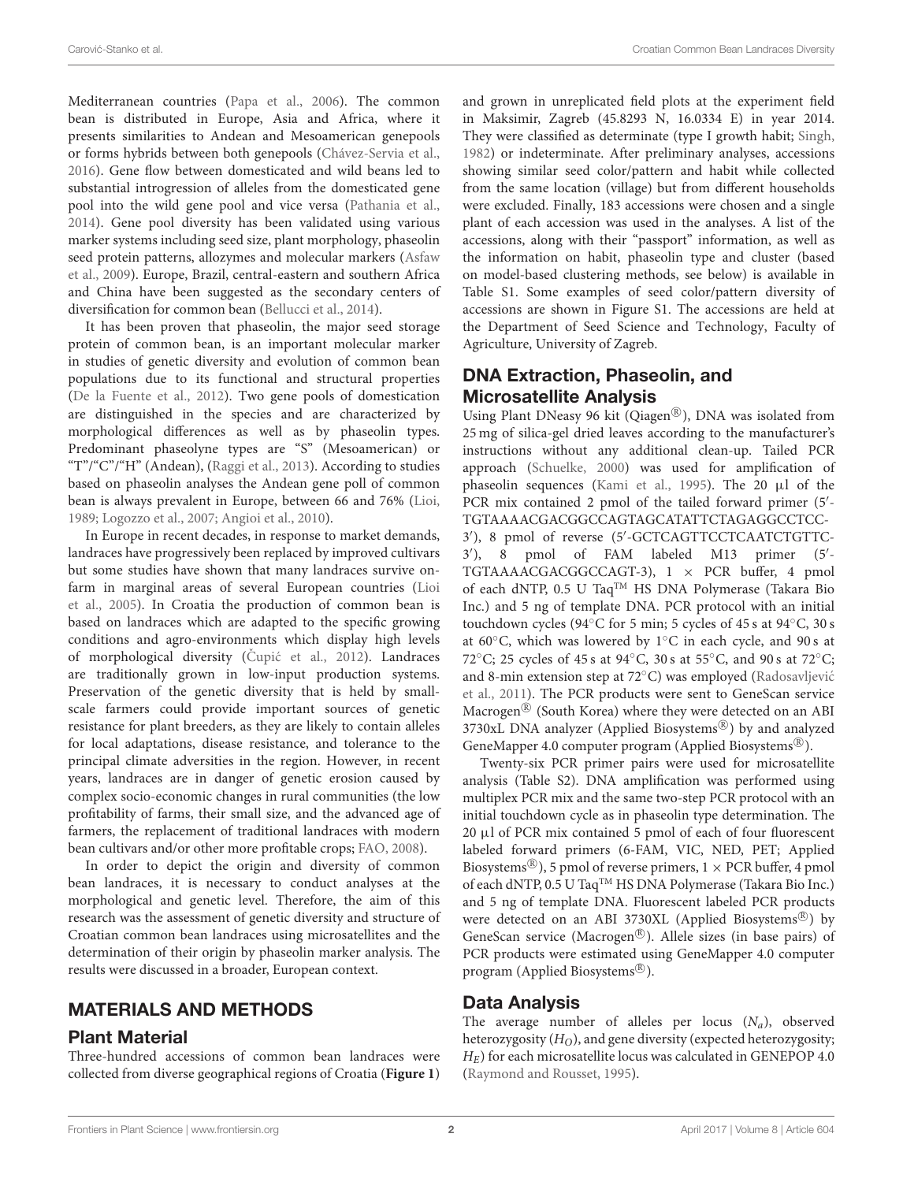Mediterranean countries (Papa et al., 2006). The common bean is distributed in Europe, Asia and Africa, where it presents similarities to Andean and Mesoamerican genepools or forms hybrids between both genepools (Chávez-Servia et al., 2016). Gene flow between domesticated and wild beans led to substantial introgression of alleles from the domesticated gene pool into the wild gene pool and vice versa (Pathania et al., 2014). Gene pool diversity has been validated using various marker systems including seed size, plant morphology, phaseolin seed protein patterns, allozymes and molecular markers (Asfaw et al., 2009). Europe, Brazil, central-eastern and southern Africa and China have been suggested as the secondary centers of diversification for common bean (Bellucci et al., 2014).

It has been proven that phaseolin, the major seed storage protein of common bean, is an important molecular marker in studies of genetic diversity and evolution of common bean populations due to its functional and structural properties (De la Fuente et al., 2012). Two gene pools of domestication are distinguished in the species and are characterized by morphological differences as well as by phaseolin types. Predominant phaseolyne types are "S" (Mesoamerican) or "T"/"C"/"H" (Andean), (Raggi et al., 2013). According to studies based on phaseolin analyses the Andean gene poll of common bean is always prevalent in Europe, between 66 and 76% (Lioi, 1989; Logozzo et al., 2007; Angioi et al., 2010).

In Europe in recent decades, in response to market demands, landraces have progressively been replaced by improved cultivars but some studies have shown that many landraces survive on-farm in marginal areas of several European countries (Lioi et al., 2005). In Croatia the production of common bean is based on landraces which are adapted to the specific growing conditions and agro-environments which display high levels of morphological diversity (Čupić et al., 2012). Landraces are traditionally grown in low-input production systems. Preservation of the genetic diversity that is held by small-scale farmers could provide important sources of genetic resistance for plant breeders, as they are likely to contain alleles for local adaptations, disease resistance, and tolerance to the principal climate adversities in the region. However, in recent years, landraces are in danger of genetic erosion caused by complex socio-economic changes in rural communities (the low profitability of farms, their small size, and the advanced age of farmers, the replacement of traditional landraces with modern bean cultivars and/or other more profitable crops; FAO, 2008).

In order to depict the origin and diversity of common bean landraces, it is necessary to conduct analyses at the morphological and genetic level. Therefore, the aim of this research was the assessment of genetic diversity and structure of Croatian common bean landraces using microsatellites and the determination of their origin by phaseolin marker analysis. The results were discussed in a broader, European context.

## MATERIALS AND METHODS

### Plant Material

Three-hundred accessions of common bean landraces were collected from diverse geographical regions of Croatia (**Figure 1**) and grown in unreplicated field plots at the experiment field in Maksimir, Zagreb (45.8293 N, 16.0334 E) in year 2014. They were classified as determinate (type I growth habit; Singh, 1982) or indeterminate. After preliminary analyses, accessions showing similar seed color/pattern and habit while collected from the same location (village) but from different households were excluded. Finally, 183 accessions were chosen and a single plant of each accession was used in the analyses. A list of the accessions, along with their "passport" information, as well as the information on habit, phaseolin type and cluster (based on model-based clustering methods, see below) is available in Table S1. Some examples of seed color/pattern diversity of accessions are shown in Figure S1. The accessions are held at the Department of Seed Science and Technology, Faculty of Agriculture, University of Zagreb.

### DNA Extraction, Phaseolin, and Microsatellite Analysis

Using Plant DNeasy 96 kit (Qiagen®), DNA was isolated from 25 mg of silica-gel dried leaves according to the manufacturer's instructions without any additional clean-up. Tailed PCR approach (Schuelke, 2000) was used for amplification of phaseolin sequences (Kami et al., 1995). The 20 μl of the PCR mix contained 2 pmol of the tailed forward primer (5′-TGTAAAACGACGGCCAGTAGCATATTCTAGAGGCCTCC-3′), 8 pmol of reverse (5′-GCTCAGTTCCTCAATCTGTTC-3′), 8 pmol of FAM labeled M13 primer (5′-TGTAAAACGACGGCCAGT-3), 1 × PCR buffer, 4 pmol of each dNTP, 0.5 U Taq™ HS DNA Polymerase (Takara Bio Inc.) and 5 ng of template DNA. PCR protocol with an initial touchdown cycles (94°C for 5 min; 5 cycles of 45 s at 94°C, 30 s at 60°C, which was lowered by 1°C in each cycle, and 90 s at 72°C; 25 cycles of 45 s at 94°C, 30 s at 55°C, and 90 s at 72°C; and 8-min extension step at 72°C) was employed (Radosavljević et al., 2011). The PCR products were sent to GeneScan service Macrogen® (South Korea) where they were detected on an ABI 3730xL DNA analyzer (Applied Biosystems®) by and analyzed GeneMapper 4.0 computer program (Applied Biosystems®).

Twenty-six PCR primer pairs were used for microsatellite analysis (Table S2). DNA amplification was performed using multiplex PCR mix and the same two-step PCR protocol with an initial touchdown cycle as in phaseolin type determination. The 20 μl of PCR mix contained 5 pmol of each of four fluorescent labeled forward primers (6-FAM, VIC, NED, PET; Applied Biosystems®), 5 pmol of reverse primers, 1 × PCR buffer, 4 pmol of each dNTP, 0.5 U Taq™ HS DNA Polymerase (Takara Bio Inc.) and 5 ng of template DNA. Fluorescent labeled PCR products were detected on an ABI 3730XL (Applied Biosystems®) by GeneScan service (Macrogen®). Allele sizes (in base pairs) of PCR products were estimated using GeneMapper 4.0 computer program (Applied Biosystems®).

### Data Analysis

The average number of alleles per locus ($N_a$), observed heterozygosity ($H_O$), and gene diversity (expected heterozygosity; $H_E$) for each microsatellite locus was calculated in GENEPOP 4.0 (Raymond and Rousset, 1995).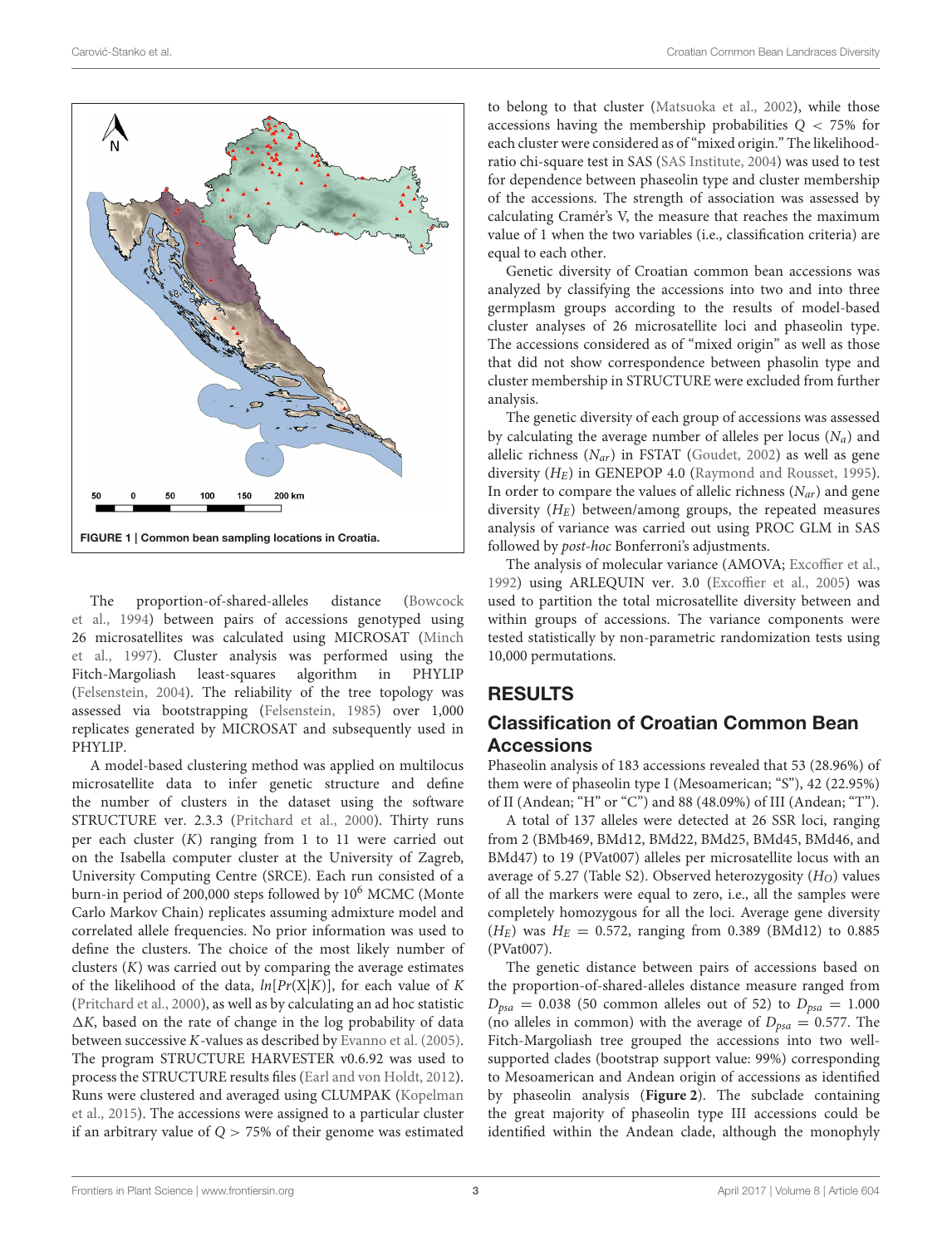FIGURE 1 | Common bean sampling locations in Croatia.

The proportion-of-shared-alleles distance (Bowcock et al., 1994) between pairs of accessions genotyped using 26 microsatellites was calculated using MICROSAT (Minch et al., 1997). Cluster analysis was performed using the Fitch-Margoliash least-squares algorithm in PHYLIP (Felsenstein, 2004). The reliability of the tree topology was assessed via bootstrapping (Felsenstein, 1985) over 1,000 replicates generated by MICROSAT and subsequently used in PHYLIP.

A model-based clustering method was applied on multilocus microsatellite data to infer genetic structure and define the number of clusters in the dataset using the software STRUCTURE ver. 2.3.3 (Pritchard et al., 2000). Thirty runs per each cluster ($K$) ranging from 1 to 11 were carried out on the Isabella computer cluster at the University of Zagreb, University Computing Centre (SRCE). Each run consisted of a burn-in period of 200,000 steps followed by $10^6$ MCMC (Monte Carlo Markov Chain) replicates assuming admixture model and correlated allele frequencies. No prior information was used to define the clusters. The choice of the most likely number of clusters ($K$) was carried out by comparing the average estimates of the likelihood of the data, $ln[Pr(X|K)]$, for each value of $K$ (Pritchard et al., 2000), as well as by calculating an ad hoc statistic $\Delta K$, based on the rate of change in the log probability of data between successive $K$-values as described by Evanno et al. (2005). The program STRUCTURE HARVESTER v0.6.92 was used to process the STRUCTURE results files (Earl and von Holdt, 2012). Runs were clustered and averaged using CLUMPAK (Kopelman et al., 2015). The accessions were assigned to a particular cluster if an arbitrary value of $Q > 75\%$ of their genome was estimated to belong to that cluster (Matsuoka et al., 2002), while those accessions having the membership probabilities $Q < 75\%$ for each cluster were considered as of "mixed origin." The likelihood-ratio chi-square test in SAS (SAS Institute, 2004) was used to test for dependence between phaseolin type and cluster membership of the accessions. The strength of association was assessed by calculating Cramér's V, the measure that reaches the maximum value of 1 when the two variables (i.e., classification criteria) are equal to each other.

Genetic diversity of Croatian common bean accessions was analyzed by classifying the accessions into two and into three germplasm groups according to the results of model-based cluster analyses of 26 microsatellite loci and phaseolin type. The accessions considered as of "mixed origin" as well as those that did not show correspondence between phasolin type and cluster membership in STRUCTURE were excluded from further analysis.

The genetic diversity of each group of accessions was assessed by calculating the average number of alleles per locus ($N_a$) and allelic richness ($N_{ar}$) in FSTAT (Goudet, 2002) as well as gene diversity ($H_E$) in GENEPOP 4.0 (Raymond and Rousset, 1995). In order to compare the values of allelic richness ($N_{ar}$) and gene diversity ($H_E$) between/among groups, the repeated measures analysis of variance was carried out using PROC GLM in SAS followed by *post-hoc* Bonferroni's adjustments.

The analysis of molecular variance (AMOVA; Excoffier et al., 1992) using ARLEQUIN ver. 3.0 (Excoffier et al., 2005) was used to partition the total microsatellite diversity between and within groups of accessions. The variance components were tested statistically by non-parametric randomization tests using 10,000 permutations.

# RESULTS

## Classification of Croatian Common Bean Accessions

Phaseolin analysis of 183 accessions revealed that 53 (28.96%) of them were of phaseolin type I (Mesoamerican; "S"), 42 (22.95%) of II (Andean; "H" or "C") and 88 (48.09%) of III (Andean; "T").

A total of 137 alleles were detected at 26 SSR loci, ranging from 2 (BMb469, BMd12, BMd22, BMd25, BMd45, BMd46, and BMd47) to 19 (PVat007) alleles per microsatellite locus with an average of 5.27 (Table S2). Observed heterozygosity ($H_O$) values of all the markers were equal to zero, i.e., all the samples were completely homozygous for all the loci. Average gene diversity ($H_E$) was $H_E = 0.572$, ranging from 0.389 (BMd12) to 0.885 (PVat007).

The genetic distance between pairs of accessions based on the proportion-of-shared-alleles distance measure ranged from $D_{psa} = 0.038$ (50 common alleles out of 52) to $D_{psa} = 1.000$ (no alleles in common) with the average of $D_{psa} = 0.577$. The Fitch-Margoliash tree grouped the accessions into two well-supported clades (bootstrap support value: 99%) corresponding to Mesoamerican and Andean origin of accessions as identified by phaseolin analysis (**Figure 2**). The subclade containing the great majority of phaseolin type III accessions could be identified within the Andean clade, although the monophyly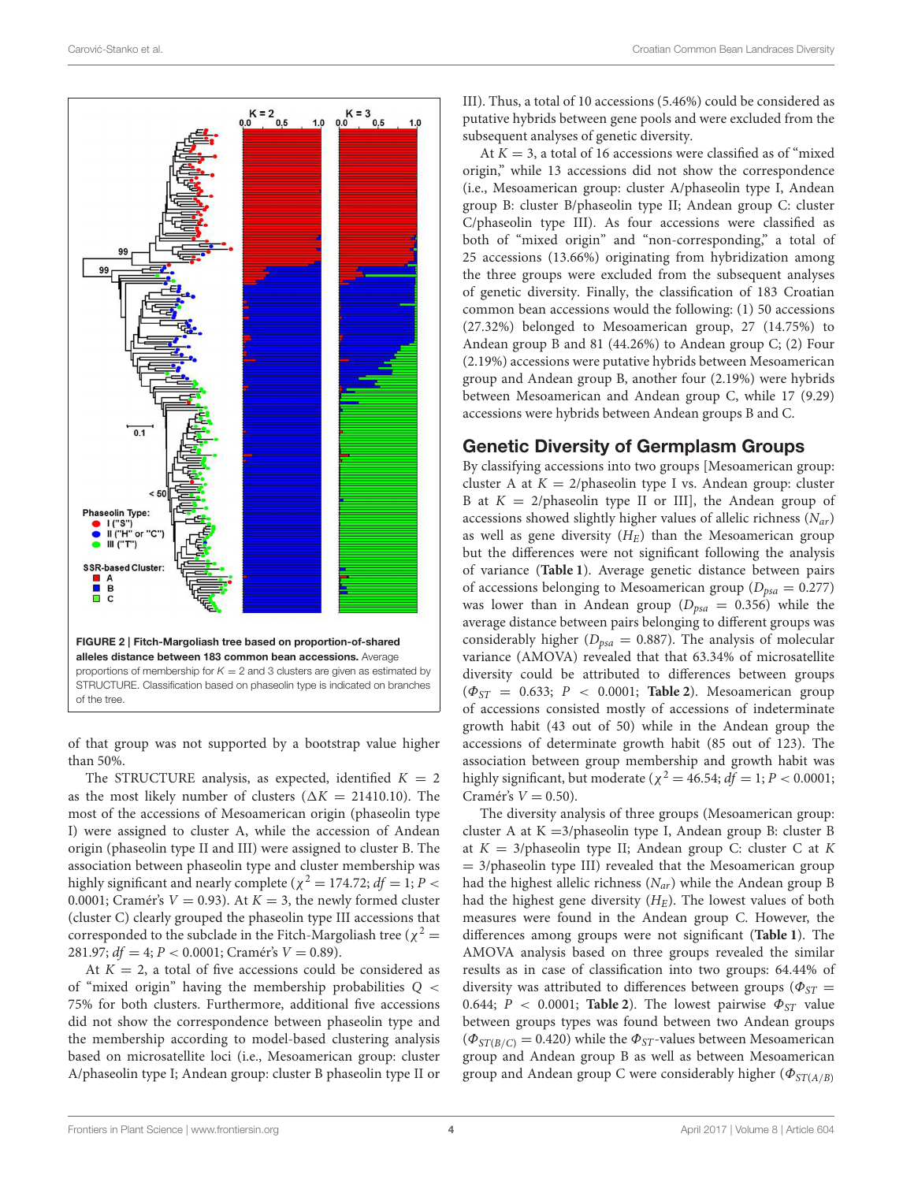**FIGURE 2 | Fitch-Margoliash tree based on proportion-of-shared alleles distance between 183 common bean accessions.** Average proportions of membership for $K = 2$ and 3 clusters are given as estimated by STRUCTURE. Classification based on phaseolin type is indicated on branches of the tree.

of that group was not supported by a bootstrap value higher than 50%.

The STRUCTURE analysis, as expected, identified $K = 2$ as the most likely number of clusters ($\Delta K = 21410.10$). The most of the accessions of Mesoamerican origin (phaseolin type I) were assigned to cluster A, while the accession of Andean origin (phaseolin type II and III) were assigned to cluster B. The association between phaseolin type and cluster membership was highly significant and nearly complete ($\chi^2 = 174.72$; $df = 1$; $P < 0.0001$; Cramér's $V = 0.93$). At $K = 3$, the newly formed cluster (cluster C) clearly grouped the phaseolin type III accessions that corresponded to the subclade in the Fitch-Margoliash tree ($\chi^2 = 281.97$; $df = 4$; $P < 0.0001$; Cramér's $V = 0.89$).

At $K = 2$, a total of five accessions could be considered as of "mixed origin" having the membership probabilities $Q < 75\%$ for both clusters. Furthermore, additional five accessions did not show the correspondence between phaseolin type and the membership according to model-based clustering analysis based on microsatellite loci (i.e., Mesoamerican group: cluster A/phaseolin type I; Andean group: cluster B phaseolin type II or III). Thus, a total of 10 accessions (5.46%) could be considered as putative hybrids between gene pools and were excluded from the subsequent analyses of genetic diversity.

At $K = 3$, a total of 16 accessions were classified as of "mixed origin," while 13 accessions did not show the correspondence (i.e., Mesoamerican group: cluster A/phaseolin type I, Andean group B: cluster B/phaseolin type II; Andean group C: cluster C/phaseolin type III). As four accessions were classified as both of "mixed origin" and "non-corresponding," a total of 25 accessions (13.66%) originating from hybridization among the three groups were excluded from the subsequent analyses of genetic diversity. Finally, the classification of 183 Croatian common bean accessions would the following: (1) 50 accessions (27.32%) belonged to Mesoamerican group, 27 (14.75%) to Andean group B and 81 (44.26%) to Andean group C; (2) Four (2.19%) accessions were putative hybrids between Mesoamerican group and Andean group B, another four (2.19%) were hybrids between Mesoamerican and Andean group C, while 17 (9.29) accessions were hybrids between Andean groups B and C.

## Genetic Diversity of Germplasm Groups

By classifying accessions into two groups [Mesoamerican group: cluster A at $K = 2$/phaseolin type I vs. Andean group: cluster B at $K = 2$/phaseolin type II or III], the Andean group of accessions showed slightly higher values of allelic richness ($N_{ar}$) as well as gene diversity ($H_E$) than the Mesoamerican group but the differences were not significant following the analysis of variance (**Table 1**). Average genetic distance between pairs of accessions belonging to Mesoamerican group ($D_{psa} = 0.277$) was lower than in Andean group ($D_{psa} = 0.356$) while the average distance between pairs belonging to different groups was considerably higher ($D_{psa} = 0.887$). The analysis of molecular variance (AMOVA) revealed that that 63.34% of microsatellite diversity could be attributed to differences between groups ($\Phi_{ST} = 0.633$; $P < 0.0001$; **Table 2**). Mesoamerican group of accessions consisted mostly of accessions of indeterminate growth habit (43 out of 50) while in the Andean group the accessions of determinate growth habit (85 out of 123). The association between group membership and growth habit was highly significant, but moderate ($\chi^2 = 46.54$; $df = 1$; $P < 0.0001$; Cramér's $V = 0.50$).

The diversity analysis of three groups (Mesoamerican group: cluster A at K =3/phaseolin type I, Andean group B: cluster B at $K = 3$/phaseolin type II; Andean group C: cluster C at $K = 3$/phaseolin type III) revealed that the Mesoamerican group had the highest allelic richness ($N_{ar}$) while the Andean group B had the highest gene diversity ($H_E$). The lowest values of both measures were found in the Andean group C. However, the differences among groups were not significant (**Table 1**). The AMOVA analysis based on three groups revealed the similar results as in case of classification into two groups: 64.44% of diversity was attributed to differences between groups ($\Phi_{ST} = 0.644$; $P < 0.0001$; **Table 2**). The lowest pairwise $\Phi_{ST}$ value between groups types was found between two Andean groups ($\Phi_{ST(B/C)} = 0.420$) while the $\Phi_{ST}$-values between Mesoamerican group and Andean group B as well as between Mesoamerican group and Andean group C were considerably higher ($\Phi_{ST(A/B)}$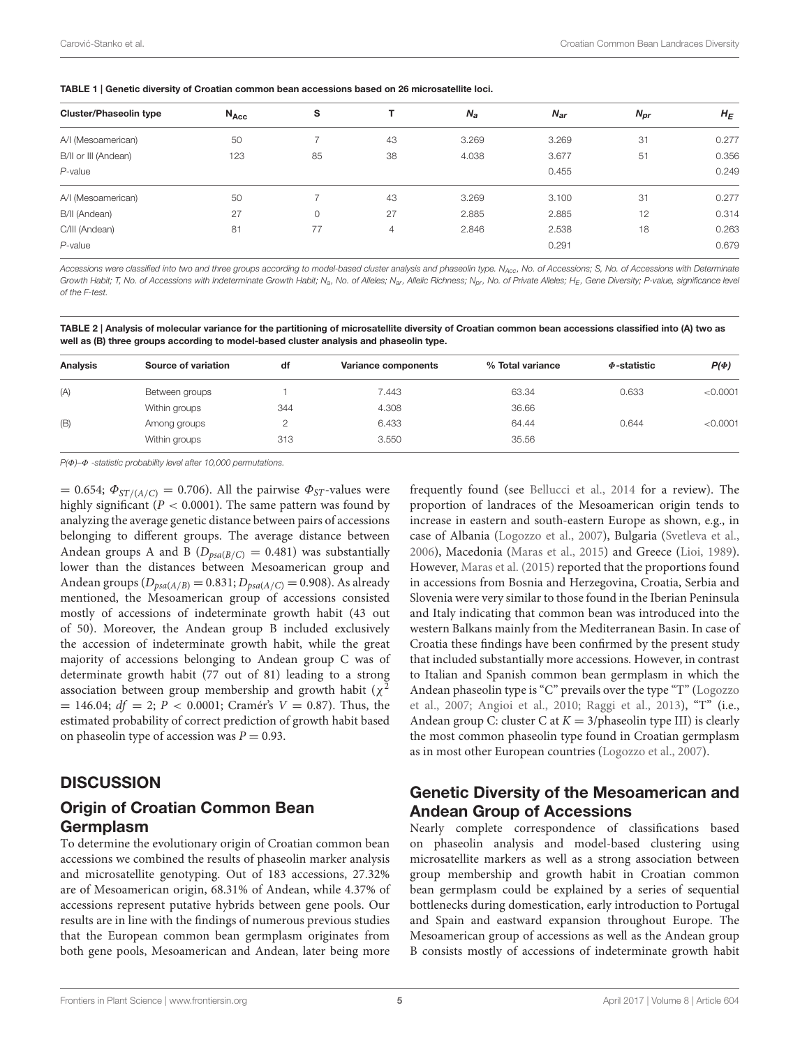**TABLE 1 | Genetic diversity of Croatian common bean accessions based on 26 microsatellite loci.**

| Cluster/Phaseolin type | $N_{Acc}$ | S | T | $N_a$ | $N_{ar}$ | $N_{pr}$ | $H_E$ |
|---|---|---|---|---|---|---|---|
| A/I (Mesoamerican) | 50 | 7 | 43 | 3.269 | 3.269 | 31 | 0.277 |
| B/II or III (Andean) | 123 | 85 | 38 | 4.038 | 3.677 | 51 | 0.356 |
| *P*-value | | | | | 0.455 | | 0.249 |
| A/I (Mesoamerican) | 50 | 7 | 43 | 3.269 | 3.100 | 31 | 0.277 |
| B/II (Andean) | 27 | 0 | 27 | 2.885 | 2.885 | 12 | 0.314 |
| C/III (Andean) | 81 | 77 | 4 | 2.846 | 2.538 | 18 | 0.263 |
| *P*-value | | | | | 0.291 | | 0.679 |

*Accessions were classified into two and three groups according to model-based cluster analysis and phaseolin type. $N_{Acc}$, No. of Accessions; S, No. of Accessions with Determinate Growth Habit; T, No. of Accessions with Indeterminate Growth Habit; $N_a$, No. of Alleles; $N_{ar}$, Allelic Richness; $N_{pr}$, No. of Private Alleles; $H_E$, Gene Diversity; P-value, significance level of the F-test.*

**TABLE 2 | Analysis of molecular variance for the partitioning of microsatellite diversity of Croatian common bean accessions classified into (A) two as well as (B) three groups according to model-based cluster analysis and phaseolin type.**

| Analysis | Source of variation | df | Variance components | % Total variance | $\Phi$-statistic | $P(\Phi)$ |
|---|---|---|---|---|---|---|
| (A) | Between groups | 1 | 7.443 | 63.34 | 0.633 | <0.0001 |
| | Within groups | 344 | 4.308 | 36.66 | | |
| (B) | Among groups | 2 | 6.433 | 64.44 | 0.644 | <0.0001 |
| | Within groups | 313 | 3.550 | 35.56 | | |

*$P(\Phi)$–$\Phi$ -statistic probability level after 10,000 permutations.*

$= 0.654$; $\Phi_{ST/(A/C)} = 0.706$). All the pairwise $\Phi_{ST}$-values were highly significant ($P < 0.0001$). The same pattern was found by analyzing the average genetic distance between pairs of accessions belonging to different groups. The average distance between Andean groups A and B ($D_{psa(B/C)} = 0.481$) was substantially lower than the distances between Mesoamerican group and Andean groups ($D_{psa(A/B)} = 0.831$; $D_{psa(A/C)} = 0.908$). As already mentioned, the Mesoamerican group of accessions consisted mostly of accessions of indeterminate growth habit (43 out of 50). Moreover, the Andean group B included exclusively the accession of indeterminate growth habit, while the great majority of accessions belonging to Andean group C was of determinate growth habit (77 out of 81) leading to a strong association between group membership and growth habit ($\chi^2 = 146.04$; $df = 2$; $P < 0.0001$; Cramér's $V = 0.87$). Thus, the estimated probability of correct prediction of growth habit based on phaseolin type of accession was $P = 0.93$.

## DISCUSSION

### Origin of Croatian Common Bean Germplasm

To determine the evolutionary origin of Croatian common bean accessions we combined the results of phaseolin marker analysis and microsatellite genotyping. Out of 183 accessions, 27.32% are of Mesoamerican origin, 68.31% of Andean, while 4.37% of accessions represent putative hybrids between gene pools. Our results are in line with the findings of numerous previous studies that the European common bean germplasm originates from both gene pools, Mesoamerican and Andean, later being more frequently found (see Bellucci et al., 2014 for a review). The proportion of landraces of the Mesoamerican origin tends to increase in eastern and south-eastern Europe as shown, e.g., in case of Albania (Logozzo et al., 2007), Bulgaria (Svetleva et al., 2006), Macedonia (Maras et al., 2015) and Greece (Lioi, 1989). However, Maras et al. (2015) reported that the proportions found in accessions from Bosnia and Herzegovina, Croatia, Serbia and Slovenia were very similar to those found in the Iberian Peninsula and Italy indicating that common bean was introduced into the western Balkans mainly from the Mediterranean Basin. In case of Croatia these findings have been confirmed by the present study that included substantially more accessions. However, in contrast to Italian and Spanish common bean germplasm in which the Andean phaseolin type is "C" prevails over the type "T" (Logozzo et al., 2007; Angioi et al., 2010; Raggi et al., 2013), "T" (i.e., Andean group C: cluster C at $K = 3$/phaseolin type III) is clearly the most common phaseolin type found in Croatian germplasm as in most other European countries (Logozzo et al., 2007).

### Genetic Diversity of the Mesoamerican and Andean Group of Accessions

Nearly complete correspondence of classifications based on phaseolin analysis and model-based clustering using microsatellite markers as well as a strong association between group membership and growth habit in Croatian common bean germplasm could be explained by a series of sequential bottlenecks during domestication, early introduction to Portugal and Spain and eastward expansion throughout Europe. The Mesoamerican group of accessions as well as the Andean group B consists mostly of accessions of indeterminate growth habit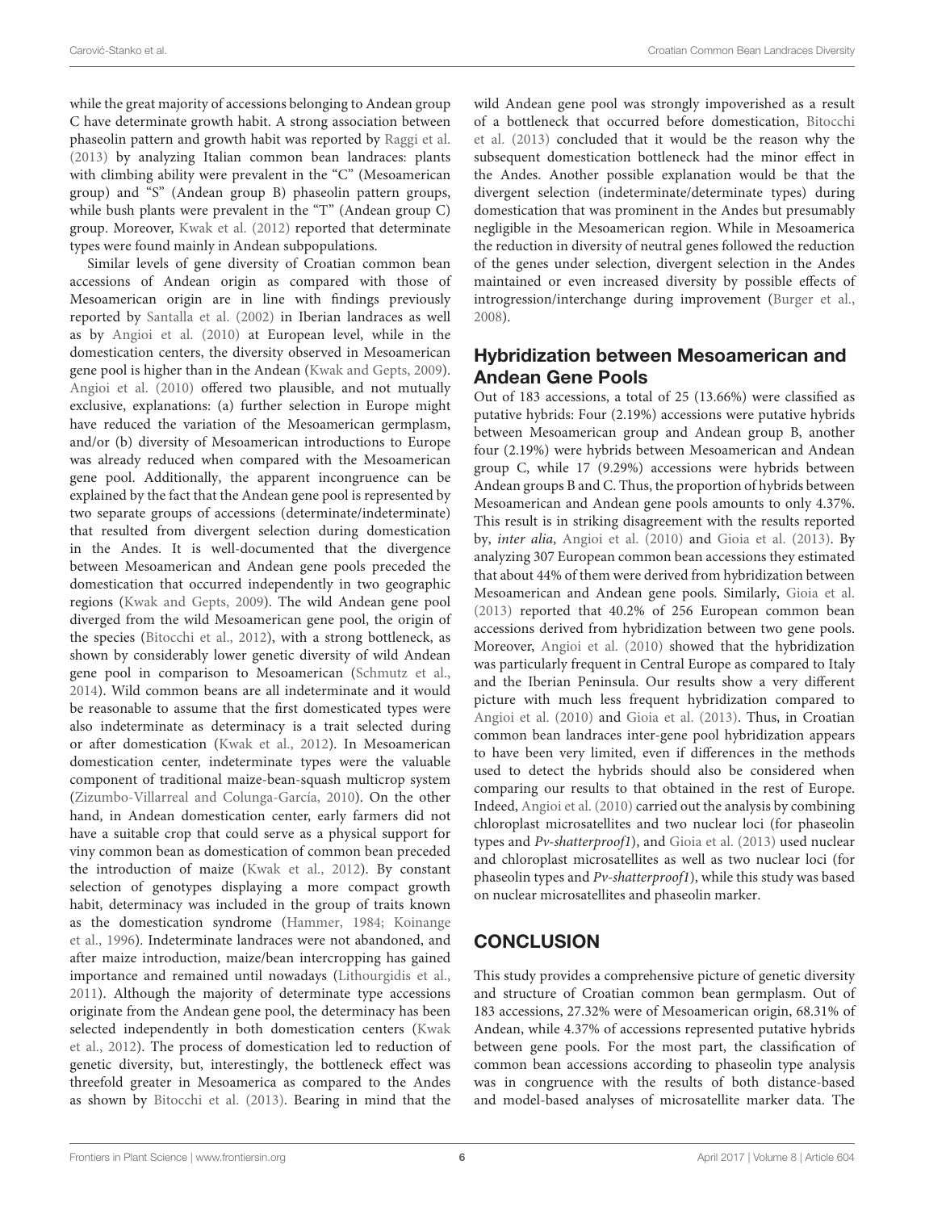while the great majority of accessions belonging to Andean group C have determinate growth habit. A strong association between phaseolin pattern and growth habit was reported by Raggi et al. (2013) by analyzing Italian common bean landraces: plants with climbing ability were prevalent in the "C" (Mesoamerican group) and "S" (Andean group B) phaseolin pattern groups, while bush plants were prevalent in the "T" (Andean group C) group. Moreover, Kwak et al. (2012) reported that determinate types were found mainly in Andean subpopulations.

Similar levels of gene diversity of Croatian common bean accessions of Andean origin as compared with those of Mesoamerican origin are in line with findings previously reported by Santalla et al. (2002) in Iberian landraces as well as by Angioi et al. (2010) at European level, while in the domestication centers, the diversity observed in Mesoamerican gene pool is higher than in the Andean (Kwak and Gepts, 2009). Angioi et al. (2010) offered two plausible, and not mutually exclusive, explanations: (a) further selection in Europe might have reduced the variation of the Mesoamerican germplasm, and/or (b) diversity of Mesoamerican introductions to Europe was already reduced when compared with the Mesoamerican gene pool. Additionally, the apparent incongruence can be explained by the fact that the Andean gene pool is represented by two separate groups of accessions (determinate/indeterminate) that resulted from divergent selection during domestication in the Andes. It is well-documented that the divergence between Mesoamerican and Andean gene pools preceded the domestication that occurred independently in two geographic regions (Kwak and Gepts, 2009). The wild Andean gene pool diverged from the wild Mesoamerican gene pool, the origin of the species (Bitocchi et al., 2012), with a strong bottleneck, as shown by considerably lower genetic diversity of wild Andean gene pool in comparison to Mesoamerican (Schmutz et al., 2014). Wild common beans are all indeterminate and it would be reasonable to assume that the first domesticated types were also indeterminate as determinacy is a trait selected during or after domestication (Kwak et al., 2012). In Mesoamerican domestication center, indeterminate types were the valuable component of traditional maize-bean-squash multicrop system (Zizumbo-Villarreal and Colunga-García, 2010). On the other hand, in Andean domestication center, early farmers did not have a suitable crop that could serve as a physical support for viny common bean as domestication of common bean preceded the introduction of maize (Kwak et al., 2012). By constant selection of genotypes displaying a more compact growth habit, determinacy was included in the group of traits known as the domestication syndrome (Hammer, 1984; Koinange et al., 1996). Indeterminate landraces were not abandoned, and after maize introduction, maize/bean intercropping has gained importance and remained until nowadays (Lithourgidis et al., 2011). Although the majority of determinate type accessions originate from the Andean gene pool, the determinacy has been selected independently in both domestication centers (Kwak et al., 2012). The process of domestication led to reduction of genetic diversity, but, interestingly, the bottleneck effect was threefold greater in Mesoamerica as compared to the Andes as shown by Bitocchi et al. (2013). Bearing in mind that the wild Andean gene pool was strongly impoverished as a result of a bottleneck that occurred before domestication, Bitocchi et al. (2013) concluded that it would be the reason why the subsequent domestication bottleneck had the minor effect in the Andes. Another possible explanation would be that the divergent selection (indeterminate/determinate types) during domestication that was prominent in the Andes but presumably negligible in the Mesoamerican region. While in Mesoamerica the reduction in diversity of neutral genes followed the reduction of the genes under selection, divergent selection in the Andes maintained or even increased diversity by possible effects of introgression/interchange during improvement (Burger et al., 2008).

## Hybridization between Mesoamerican and Andean Gene Pools

Out of 183 accessions, a total of 25 (13.66%) were classified as putative hybrids: Four (2.19%) accessions were putative hybrids between Mesoamerican group and Andean group B, another four (2.19%) were hybrids between Mesoamerican and Andean group C, while 17 (9.29%) accessions were hybrids between Andean groups B and C. Thus, the proportion of hybrids between Mesoamerican and Andean gene pools amounts to only 4.37%. This result is in striking disagreement with the results reported by, *inter alia*, Angioi et al. (2010) and Gioia et al. (2013). By analyzing 307 European common bean accessions they estimated that about 44% of them were derived from hybridization between Mesoamerican and Andean gene pools. Similarly, Gioia et al. (2013) reported that 40.2% of 256 European common bean accessions derived from hybridization between two gene pools. Moreover, Angioi et al. (2010) showed that the hybridization was particularly frequent in Central Europe as compared to Italy and the Iberian Peninsula. Our results show a very different picture with much less frequent hybridization compared to Angioi et al. (2010) and Gioia et al. (2013). Thus, in Croatian common bean landraces inter-gene pool hybridization appears to have been very limited, even if differences in the methods used to detect the hybrids should also be considered when comparing our results to that obtained in the rest of Europe. Indeed, Angioi et al. (2010) carried out the analysis by combining chloroplast microsatellites and two nuclear loci (for phaseolin types and *Pv-shatterproof1*), and Gioia et al. (2013) used nuclear and chloroplast microsatellites as well as two nuclear loci (for phaseolin types and *Pv-shatterproof1*), while this study was based on nuclear microsatellites and phaseolin marker.

## CONCLUSION

This study provides a comprehensive picture of genetic diversity and structure of Croatian common bean germplasm. Out of 183 accessions, 27.32% were of Mesoamerican origin, 68.31% of Andean, while 4.37% of accessions represented putative hybrids between gene pools. For the most part, the classification of common bean accessions according to phaseolin type analysis was in congruence with the results of both distance-based and model-based analyses of microsatellite marker data. The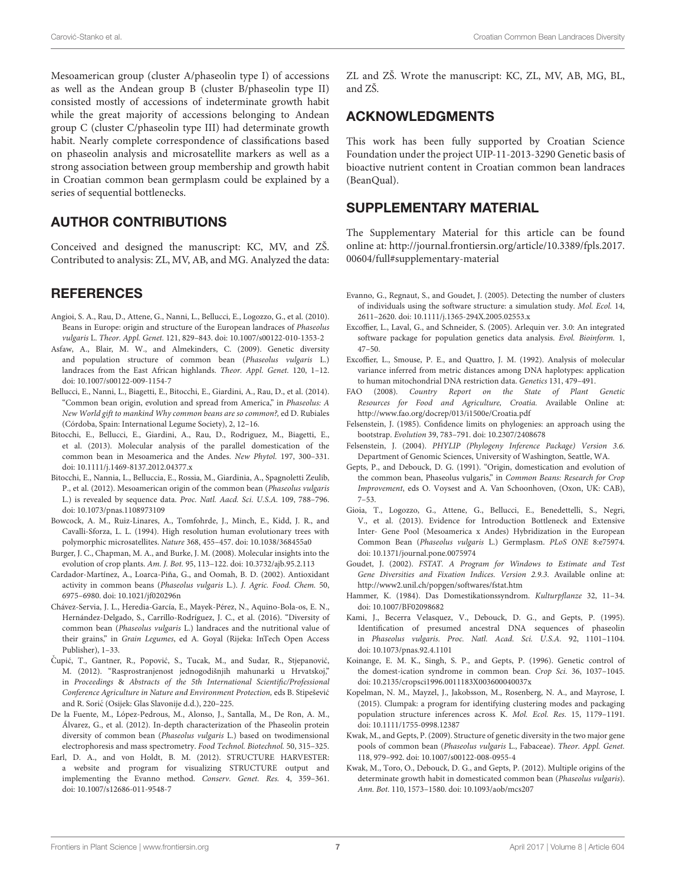Mesoamerican group (cluster A/phaseolin type I) of accessions as well as the Andean group B (cluster B/phaseolin type II) consisted mostly of accessions of indeterminate growth habit while the great majority of accessions belonging to Andean group C (cluster C/phaseolin type III) had determinate growth habit. Nearly complete correspondence of classifications based on phaseolin analysis and microsatellite markers as well as a strong association between group membership and growth habit in Croatian common bean germplasm could be explained by a series of sequential bottlenecks.

## AUTHOR CONTRIBUTIONS

Conceived and designed the manuscript: KC, MV, and ZŠ. Contributed to analysis: ZL, MV, AB, and MG. Analyzed the data: ZL and ZŠ. Wrote the manuscript: KC, ZL, MV, AB, MG, BL, and ZŠ.

## ACKNOWLEDGMENTS

This work has been fully supported by Croatian Science Foundation under the project UIP-11-2013-3290 Genetic basis of bioactive nutrient content in Croatian common bean landraces (BeanQual).

## SUPPLEMENTARY MATERIAL

The Supplementary Material for this article can be found online at: http://journal.frontiersin.org/article/10.3389/fpls.2017.00604/full#supplementary-material

## REFERENCES

Angioi, S. A., Rau, D., Attene, G., Nanni, L., Bellucci, E., Logozzo, G., et al. (2010). Beans in Europe: origin and structure of the European landraces of *Phaseolus vulgaris* L. *Theor. Appl. Genet.* 121, 829–843. doi: 10.1007/s00122-010-1353-2

Asfaw, A., Blair, M. W., and Almekinders, C. (2009). Genetic diversity and population structure of common bean (*Phaseolus vulgaris* L.) landraces from the East African highlands. *Theor. Appl. Genet.* 120, 1–12. doi: 10.1007/s00122-009-1154-7

Bellucci, E., Nanni, L., Biagetti, E., Bitocchi, E., Giardini, A., Rau, D., et al. (2014). "Common bean origin, evolution and spread from America," in *Phaseolus: A New World gift to mankind Why common beans are so common?*, ed D. Rubiales (Córdoba, Spain: International Legume Society), 2, 12–16.

Bitocchi, E., Bellucci, E., Giardini, A., Rau, D., Rodriguez, M., Biagetti, E., et al. (2013). Molecular analysis of the parallel domestication of the common bean in Mesoamerica and the Andes. *New Phytol.* 197, 300–331. doi: 10.1111/j.1469-8137.2012.04377.x

Bitocchi, E., Nannia, L., Belluccia, E., Rossia, M., Giardinia, A., Spagnoletti Zeulib, P., et al. (2012). Mesoamerican origin of the common bean (*Phaseolus vulgaris* L.) is revealed by sequence data. *Proc. Natl. Aacd. Sci. U.S.A.* 109, 788–796. doi: 10.1073/pnas.1108973109

Bowcock, A. M., Ruiz-Linares, A., Tomfohrde, J., Minch, E., Kidd, J. R., and Cavalli-Sforza, L. L. (1994). High resolution human evolutionary trees with polymorphic microsatellites. *Nature* 368, 455–457. doi: 10.1038/368455a0

Burger, J. C., Chapman, M. A., and Burke, J. M. (2008). Molecular insights into the evolution of crop plants. *Am. J. Bot.* 95, 113–122. doi: 10.3732/ajb.95.2.113

Cardador-Martínez, A., Loarca-Piña, G., and Oomah, B. D. (2002). Antioxidant activity in common beans (*Phaseolus vulgaris* L.). *J. Agric. Food. Chem.* 50, 6975–6980. doi: 10.1021/jf020296n

Chávez-Servia, J. L., Heredia-García, E., Mayek-Pérez, N., Aquino-Bola-os, E. N., Hernández-Delgado, S., Carrillo-Rodríguez, J. C., et al. (2016). "Diversity of common bean (*Phaseolus vulgaris* L.) landraces and the nutritional value of their grains," in *Grain Legumes*, ed A. Goyal (Rijeka: InTech Open Access Publisher), 1–33.

Čupić, T., Gantner, R., Popović, S., Tucak, M., and Sudar, R., Stjepanović, M. (2012). "Rasprostranjenost jednogodišnjih mahunarki u Hrvatskoj," in *Proceedings & Abstracts of the 5th International Scientific/Professional Conference Agriculture in Nature and Environment Protection*, eds B. Stipešević and R. Sorić (Osijek: Glas Slavonije d.d.), 220–225.

De la Fuente, M., López-Pedrous, M., Alonso, J., Santalla, M., De Ron, A. M., Álvarez, G., et al. (2012). In-depth characterization of the Phaseolin protein diversity of common bean (*Phaseolus vulgaris* L.) based on twodimensional electrophoresis and mass spectrometry. *Food Technol. Biotechnol.* 50, 315–325.

Earl, D. A., and von Holdt, B. M. (2012). STRUCTURE HARVESTER: a website and program for visualizing STRUCTURE output and implementing the Evanno method. *Conserv. Genet. Res.* 4, 359–361. doi: 10.1007/s12686-011-9548-7

Evanno, G., Regnaut, S., and Goudet, J. (2005). Detecting the number of clusters of individuals using the software structure: a simulation study. *Mol. Ecol.* 14, 2611–2620. doi: 10.1111/j.1365-294X.2005.02553.x

Excoffier, L., Laval, G., and Schneider, S. (2005). Arlequin ver. 3.0: An integrated software package for population genetics data analysis. *Evol. Bioinform.* 1, 47–50.

Excoffier, L., Smouse, P. E., and Quattro, J. M. (1992). Analysis of molecular variance inferred from metric distances among DNA haplotypes: application to human mitochondrial DNA restriction data. *Genetics* 131, 479–491.

FAO (2008). *Country Report on the State of Plant Genetic Resources for Food and Agriculture, Croatia.* Available Online at: http://www.fao.org/docrep/013/i1500e/Croatia.pdf

Felsenstein, J. (1985). Confidence limits on phylogenies: an approach using the bootstrap. *Evolution* 39, 783–791. doi: 10.2307/2408678

Felsenstein, J. (2004). *PHYLIP (Phylogeny Inference Package) Version 3.6.* Department of Genomic Sciences, University of Washington, Seattle, WA.

Gepts, P., and Debouck, D. G. (1991). "Origin, domestication and evolution of the common bean, Phaseolus vulgaris," in *Common Beans: Research for Crop Improvement*, eds O. Voysest and A. Van Schoonhoven, (Oxon, UK: CAB), 7–53.

Gioia, T., Logozzo, G., Attene, G., Bellucci, E., Benedettelli, S., Negri, V., et al. (2013). Evidence for Introduction Bottleneck and Extensive Inter- Gene Pool (Mesoamerica x Andes) Hybridization in the European Common Bean (*Phaseolus vulgaris* L.) Germplasm. *PLoS ONE* 8:e75974. doi: 10.1371/journal.pone.0075974

Goudet, J. (2002). *FSTAT. A Program for Windows to Estimate and Test Gene Diversities and Fixation Indices. Version 2.9.3.* Available online at: http://www2.unil.ch/popgen/softwares/fstat.htm

Hammer, K. (1984). Das Domestikationssyndrom. *Kulturpflanze* 32, 11–34. doi: 10.1007/BF02098682

Kami, J., Becerra Velasquez, V., Debouck, D. G., and Gepts, P. (1995). Identification of presumed ancestral DNA sequences of phaseolin in *Phaseolus vulgaris*. *Proc. Natl. Acad. Sci. U.S.A.* 92, 1101–1104. doi: 10.1073/pnas.92.4.1101

Koinange, E. M. K., Singh, S. P., and Gepts, P. (1996). Genetic control of the domest-ication syndrome in common bean. *Crop Sci.* 36, 1037–1045. doi: 10.2135/cropsci1996.0011183X003600040037x

Kopelman, N. M., Mayzel, J., Jakobsson, M., Rosenberg, N. A., and Mayrose, I. (2015). Clumpak: a program for identifying clustering modes and packaging population structure inferences across K. *Mol. Ecol. Res.* 15, 1179–1191. doi: 10.1111/1755-0998.12387

Kwak, M., and Gepts, P. (2009). Structure of genetic diversity in the two major gene pools of common bean (*Phaseolus vulgaris* L., Fabaceae). *Theor. Appl. Genet.* 118, 979–992. doi: 10.1007/s00122-008-0955-4

Kwak, M., Toro, O., Debouck, D. G., and Gepts, P. (2012). Multiple origins of the determinate growth habit in domesticated common bean (*Phaseolus vulgaris*). *Ann. Bot.* 110, 1573–1580. doi: 10.1093/aob/mcs207